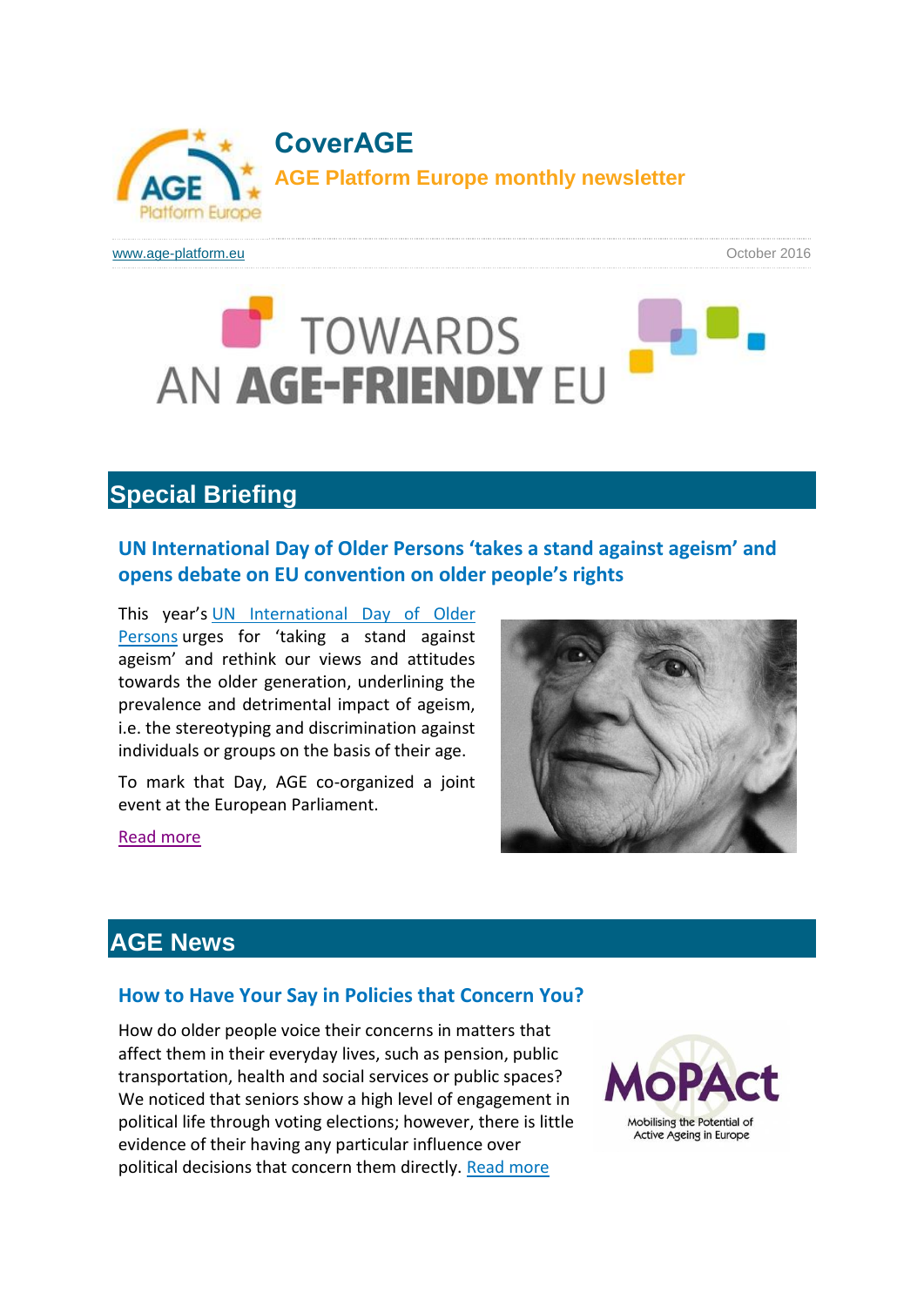# CoverAGE

**AGE Platform Europe monthly newsletter**

www.age-platform.eu

October 2016

TOWARDS AN **AGE-FRIENDLY** EU

## Special Briefing

### UN International Day of Older Persons 'takes a stand against ageism' and opens debate on EU convention on older people's rights

This year's UN International Day of Older Persons urges for 'taking a stand against ageism' and rethink our views and attitudes towards the older generation, underlining the prevalence and detrimental impact of ageism, i.e. the stereotyping and discrimination against individuals or groups on the basis of their age.

To mark that Day, AGE co-organized a joint event at the European Parliament.

Read more

## AGE News

### How to Have Your Say in Policies that Concern You?

How do older people voice their concerns in matters that affect them in their everyday lives, such as pension, public transportation, health and social services or public spaces? We noticed that seniors show a high level of engagement in political life through voting elections; however, there is little evidence of their having any particular influence over political decisions that concern them directly. Read more

MoPAct
Mobilising the Potential of Active Ageing in Europe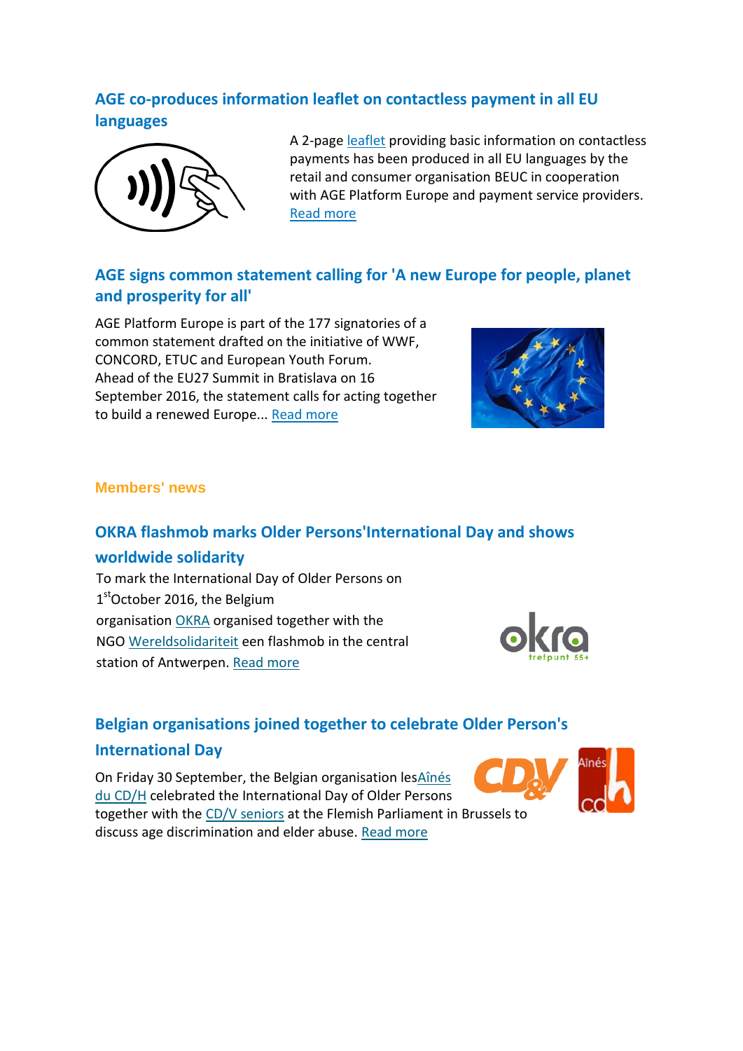## AGE co-produces information leaflet on contactless payment in all EU languages

A 2-page leaflet providing basic information on contactless payments has been produced in all EU languages by the retail and consumer organisation BEUC in cooperation with AGE Platform Europe and payment service providers. Read more

## AGE signs common statement calling for 'A new Europe for people, planet and prosperity for all'

AGE Platform Europe is part of the 177 signatories of a common statement drafted on the initiative of WWF, CONCORD, ETUC and European Youth Forum. Ahead of the EU27 Summit in Bratislava on 16 September 2016, the statement calls for acting together to build a renewed Europe... Read more

### Members' news

## OKRA flashmob marks Older Persons'International Day and shows worldwide solidarity

To mark the International Day of Older Persons on 1st October 2016, the Belgium organisation OKRA organised together with the NGO Wereldsolidariteit een flashmob in the central station of Antwerpen. Read more

## Belgian organisations joined together to celebrate Older Person's International Day

On Friday 30 September, the Belgian organisation lesAînés du CD/H celebrated the International Day of Older Persons together with the CD/V seniors at the Flemish Parliament in Brussels to discuss age discrimination and elder abuse. Read more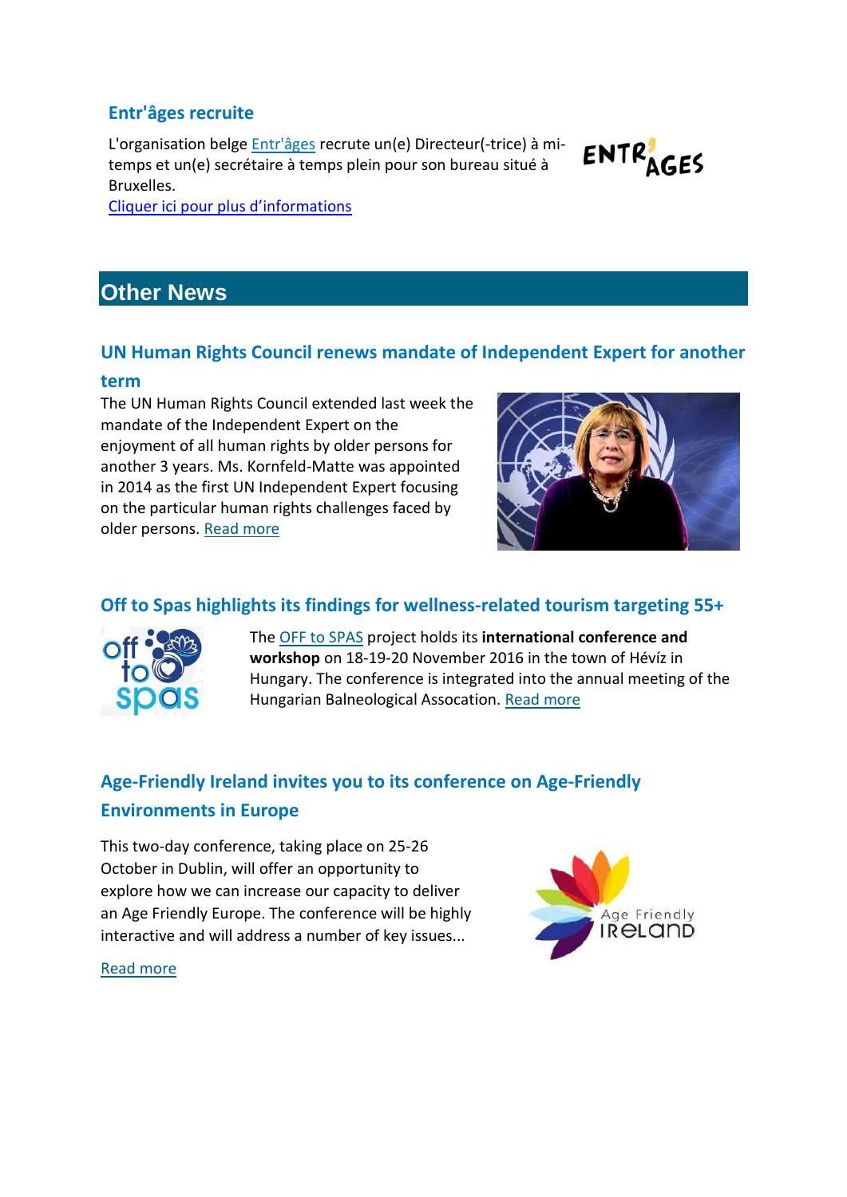### Entr'âges recruite

L'organisation belge Entr'âges recrute un(e) Directeur(-trice) à mi-temps et un(e) secrétaire à temps plein pour son bureau situé à Bruxelles.
Cliquer ici pour plus d'informations

## Other News

### UN Human Rights Council renews mandate of Independent Expert for another term

The UN Human Rights Council extended last week the mandate of the Independent Expert on the enjoyment of all human rights by older persons for another 3 years. Ms. Kornfeld-Matte was appointed in 2014 as the first UN Independent Expert focusing on the particular human rights challenges faced by older persons. Read more

### Off to Spas highlights its findings for wellness-related tourism targeting 55+

The OFF to SPAS project holds its **international conference and workshop** on 18-19-20 November 2016 in the town of Hévíz in Hungary. The conference is integrated into the annual meeting of the Hungarian Balneological Assocation. Read more

### Age-Friendly Ireland invites you to its conference on Age-Friendly Environments in Europe

This two-day conference, taking place on 25-26 October in Dublin, will offer an opportunity to explore how we can increase our capacity to deliver an Age Friendly Europe. The conference will be highly interactive and will address a number of key issues...

Read more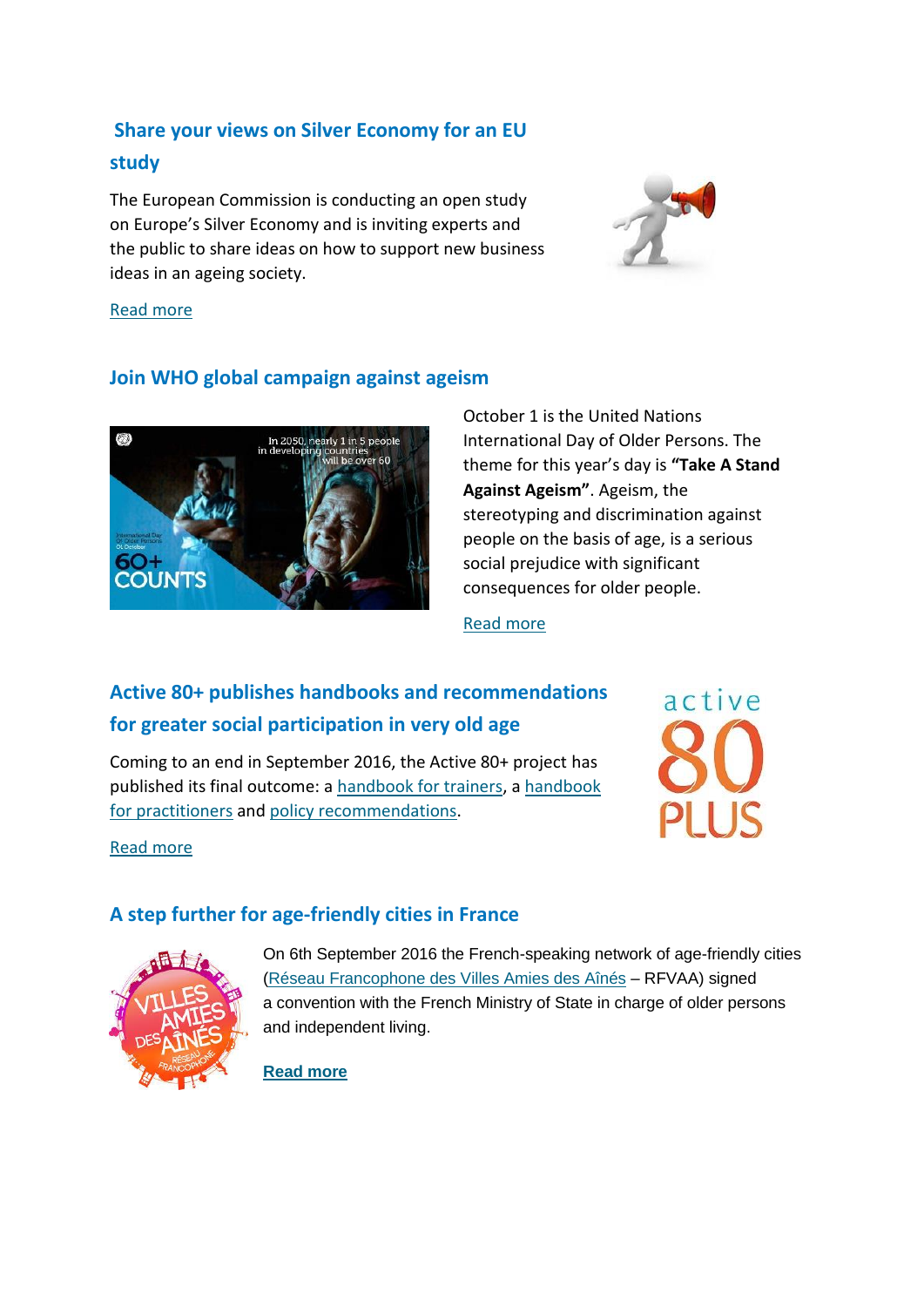## Share your views on Silver Economy for an EU study

The European Commission is conducting an open study on Europe's Silver Economy and is inviting experts and the public to share ideas on how to support new business ideas in an ageing society.

Read more

## Join WHO global campaign against ageism

October 1 is the United Nations International Day of Older Persons. The theme for this year's day is **"Take A Stand Against Ageism"**. Ageism, the stereotyping and discrimination against people on the basis of age, is a serious social prejudice with significant consequences for older people.

Read more

## Active 80+ publishes handbooks and recommendations for greater social participation in very old age

Coming to an end in September 2016, the Active 80+ project has published its final outcome: a handbook for trainers, a handbook for practitioners and policy recommendations.

Read more

## A step further for age-friendly cities in France

On 6th September 2016 the French-speaking network of age-friendly cities (Réseau Francophone des Villes Amies des Aînés – RFVAA) signed a convention with the French Ministry of State in charge of older persons and independent living.

**Read more**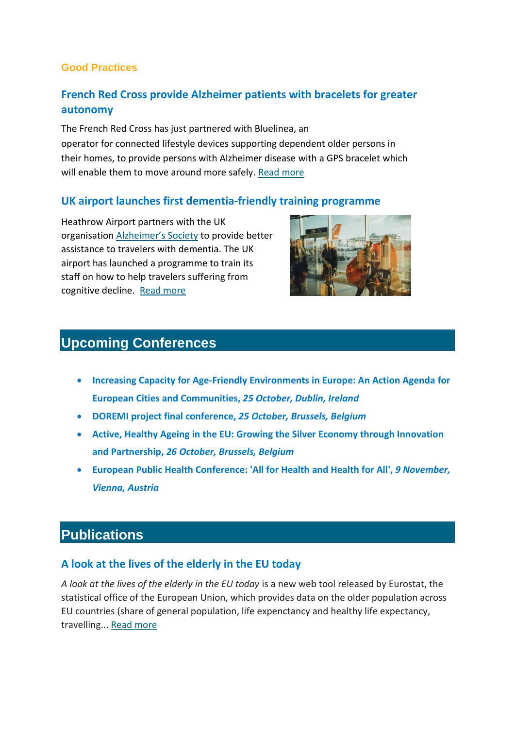## Good Practices

### French Red Cross provide Alzheimer patients with bracelets for greater autonomy

The French Red Cross has just partnered with Bluelinea, an operator for connected lifestyle devices supporting dependent older persons in their homes, to provide persons with Alzheimer disease with a GPS bracelet which will enable them to move around more safely. Read more

### UK airport launches first dementia-friendly training programme

Heathrow Airport partners with the UK organisation Alzheimer's Society to provide better assistance to travelers with dementia. The UK airport has launched a programme to train its staff on how to help travelers suffering from cognitive decline. Read more

## Upcoming Conferences

- **Increasing Capacity for Age-Friendly Environments in Europe: An Action Agenda for European Cities and Communities,** ***25 October, Dublin, Ireland***
- **DOREMI project final conference,** ***25 October, Brussels, Belgium***
- **Active, Healthy Ageing in the EU: Growing the Silver Economy through Innovation and Partnership,** ***26 October, Brussels, Belgium***
- **European Public Health Conference: 'All for Health and Health for All',** ***9 November, Vienna, Austria***

## Publications

### A look at the lives of the elderly in the EU today

*A look at the lives of the elderly in the EU today* is a new web tool released by Eurostat, the statistical office of the European Union, which provides data on the older population across EU countries (share of general population, life expectancy and healthy life expectancy, travelling... Read more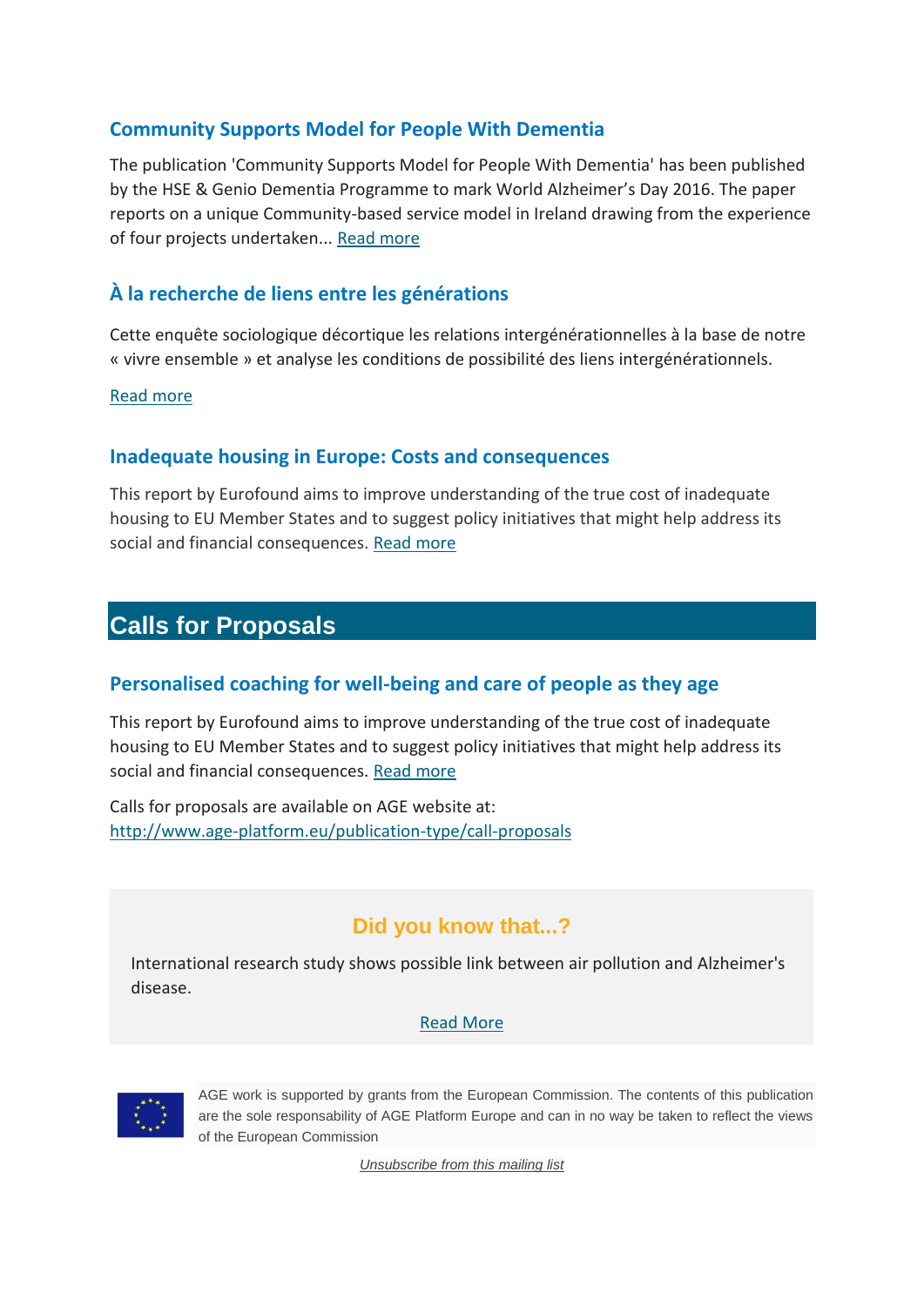### Community Supports Model for People With Dementia

The publication 'Community Supports Model for People With Dementia' has been published by the HSE & Genio Dementia Programme to mark World Alzheimer's Day 2016. The paper reports on a unique Community-based service model in Ireland drawing from the experience of four projects undertaken... Read more

### À la recherche de liens entre les générations

Cette enquête sociologique décortique les relations intergénérationnelles à la base de notre « vivre ensemble » et analyse les conditions de possibilité des liens intergénérationnels.

Read more

### Inadequate housing in Europe: Costs and consequences

This report by Eurofound aims to improve understanding of the true cost of inadequate housing to EU Member States and to suggest policy initiatives that might help address its social and financial consequences. Read more

## Calls for Proposals

### Personalised coaching for well-being and care of people as they age

This report by Eurofound aims to improve understanding of the true cost of inadequate housing to EU Member States and to suggest policy initiatives that might help address its social and financial consequences. Read more

Calls for proposals are available on AGE website at: http://www.age-platform.eu/publication-type/call-proposals

### Did you know that...?

International research study shows possible link between air pollution and Alzheimer's disease.

Read More

AGE work is supported by grants from the European Commission. The contents of this publication are the sole responsability of AGE Platform Europe and can in no way be taken to reflect the views of the European Commission

*Unsubscribe from this mailing list*